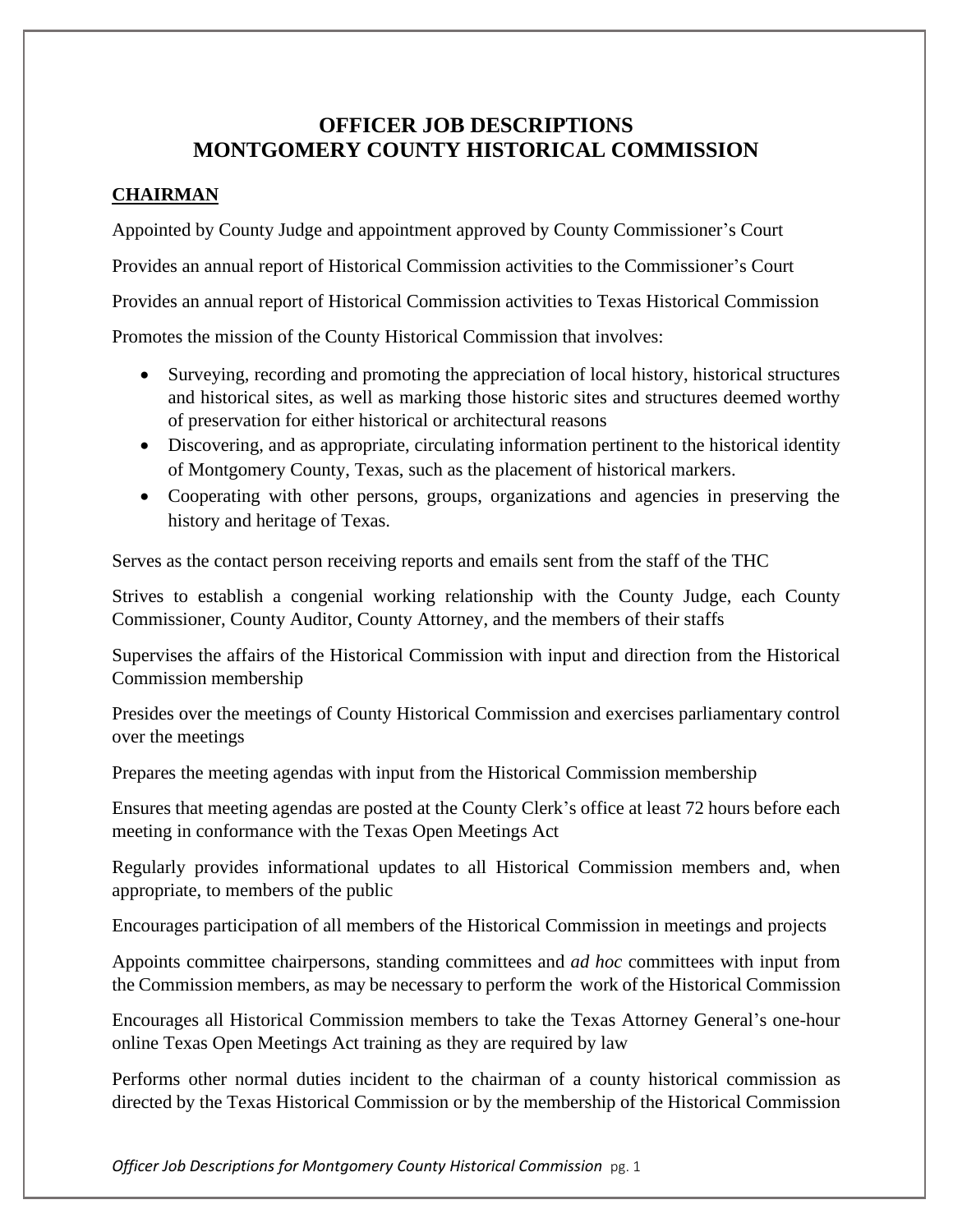# OFFICER JOB DESCRIPTIONS
# MONTGOMERY COUNTY HISTORICAL COMMISSION

## CHAIRMAN

Appointed by County Judge and appointment approved by County Commissioner's Court

Provides an annual report of Historical Commission activities to the Commissioner's Court

Provides an annual report of Historical Commission activities to Texas Historical Commission

Promotes the mission of the County Historical Commission that involves:

- Surveying, recording and promoting the appreciation of local history, historical structures and historical sites, as well as marking those historic sites and structures deemed worthy of preservation for either historical or architectural reasons
- Discovering, and as appropriate, circulating information pertinent to the historical identity of Montgomery County, Texas, such as the placement of historical markers.
- Cooperating with other persons, groups, organizations and agencies in preserving the history and heritage of Texas.

Serves as the contact person receiving reports and emails sent from the staff of the THC

Strives to establish a congenial working relationship with the County Judge, each County Commissioner, County Auditor, County Attorney, and the members of their staffs

Supervises the affairs of the Historical Commission with input and direction from the Historical Commission membership

Presides over the meetings of County Historical Commission and exercises parliamentary control over the meetings

Prepares the meeting agendas with input from the Historical Commission membership

Ensures that meeting agendas are posted at the County Clerk's office at least 72 hours before each meeting in conformance with the Texas Open Meetings Act

Regularly provides informational updates to all Historical Commission members and, when appropriate, to members of the public

Encourages participation of all members of the Historical Commission in meetings and projects

Appoints committee chairpersons, standing committees and *ad hoc* committees with input from the Commission members, as may be necessary to perform the work of the Historical Commission

Encourages all Historical Commission members to take the Texas Attorney General's one-hour online Texas Open Meetings Act training as they are required by law

Performs other normal duties incident to the chairman of a county historical commission as directed by the Texas Historical Commission or by the membership of the Historical Commission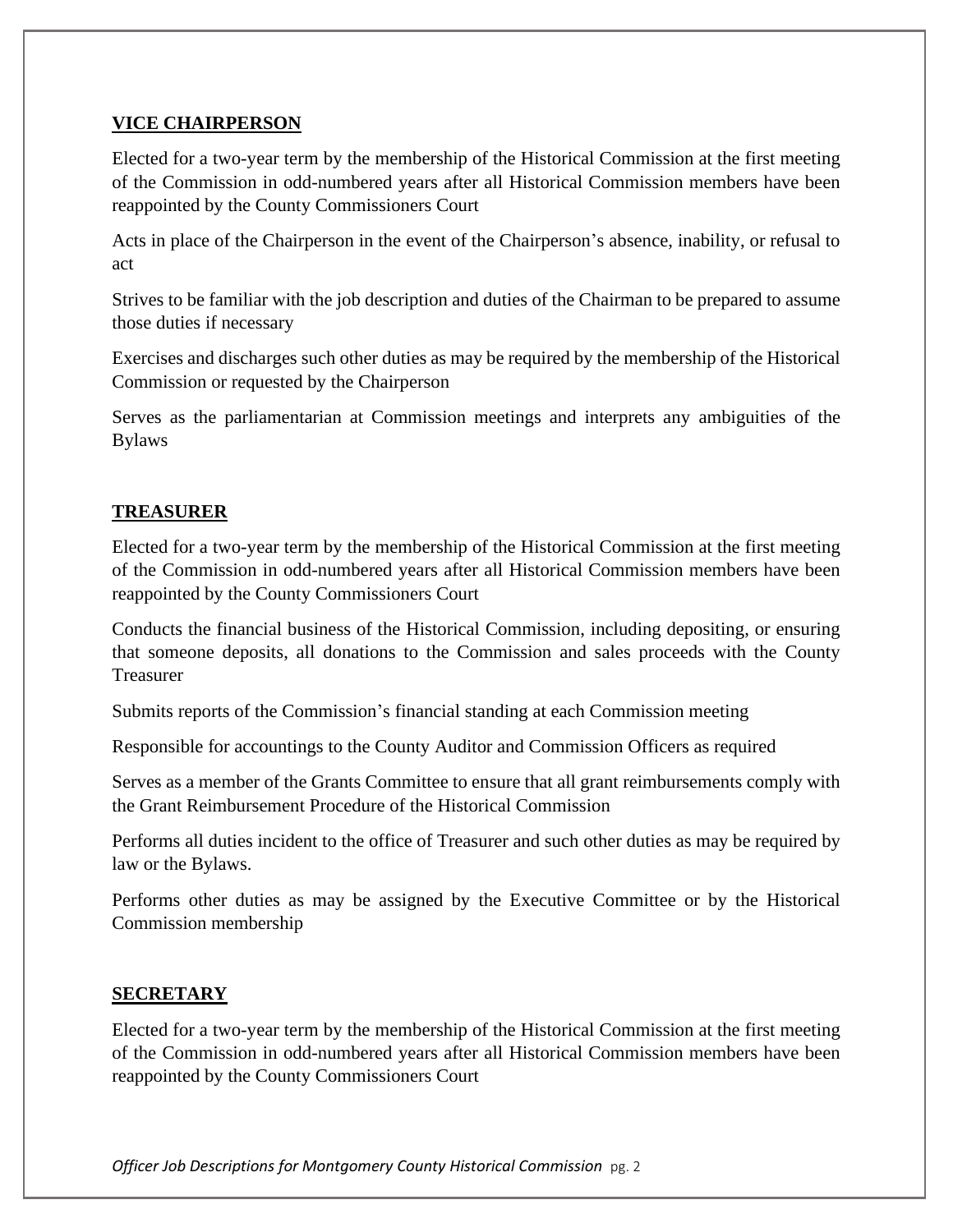**VICE CHAIRPERSON**

Elected for a two-year term by the membership of the Historical Commission at the first meeting of the Commission in odd-numbered years after all Historical Commission members have been reappointed by the County Commissioners Court

Acts in place of the Chairperson in the event of the Chairperson's absence, inability, or refusal to act

Strives to be familiar with the job description and duties of the Chairman to be prepared to assume those duties if necessary

Exercises and discharges such other duties as may be required by the membership of the Historical Commission or requested by the Chairperson

Serves as the parliamentarian at Commission meetings and interprets any ambiguities of the Bylaws

**TREASURER**

Elected for a two-year term by the membership of the Historical Commission at the first meeting of the Commission in odd-numbered years after all Historical Commission members have been reappointed by the County Commissioners Court

Conducts the financial business of the Historical Commission, including depositing, or ensuring that someone deposits, all donations to the Commission and sales proceeds with the County Treasurer

Submits reports of the Commission's financial standing at each Commission meeting

Responsible for accountings to the County Auditor and Commission Officers as required

Serves as a member of the Grants Committee to ensure that all grant reimbursements comply with the Grant Reimbursement Procedure of the Historical Commission

Performs all duties incident to the office of Treasurer and such other duties as may be required by law or the Bylaws.

Performs other duties as may be assigned by the Executive Committee or by the Historical Commission membership

**SECRETARY**

Elected for a two-year term by the membership of the Historical Commission at the first meeting of the Commission in odd-numbered years after all Historical Commission members have been reappointed by the County Commissioners Court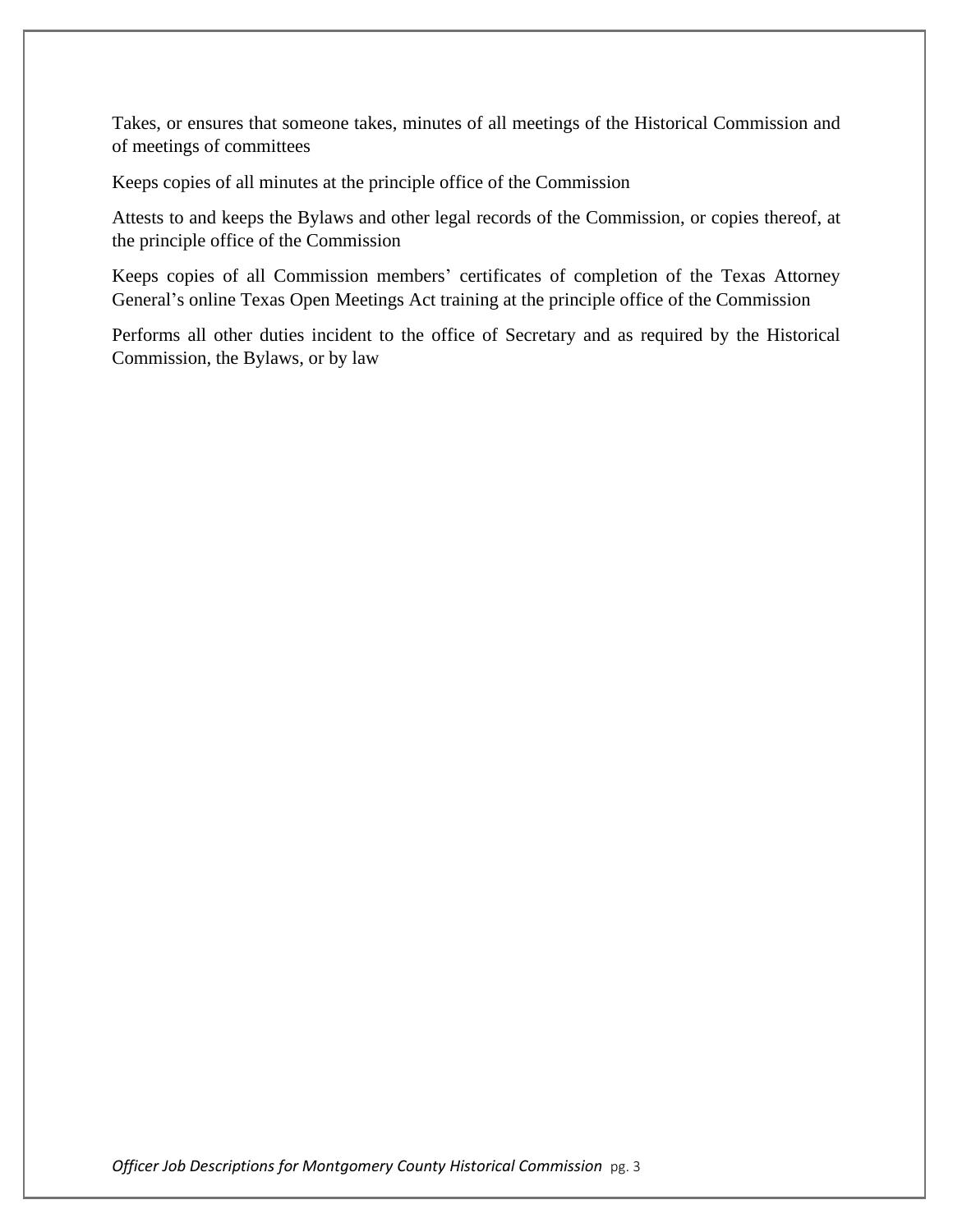Takes, or ensures that someone takes, minutes of all meetings of the Historical Commission and of meetings of committees

Keeps copies of all minutes at the principle office of the Commission

Attests to and keeps the Bylaws and other legal records of the Commission, or copies thereof, at the principle office of the Commission

Keeps copies of all Commission members' certificates of completion of the Texas Attorney General's online Texas Open Meetings Act training at the principle office of the Commission

Performs all other duties incident to the office of Secretary and as required by the Historical Commission, the Bylaws, or by law